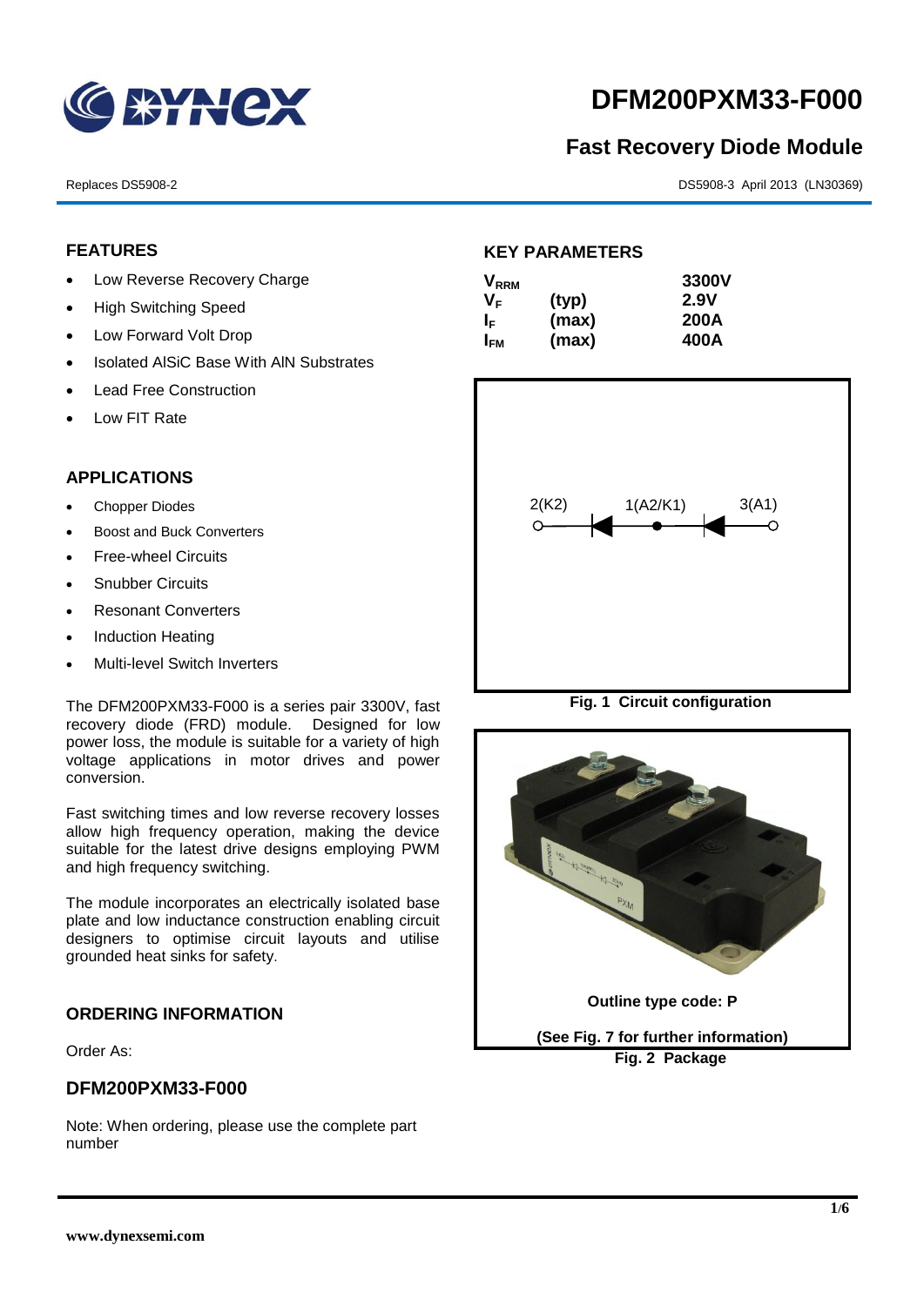# DFM200PXM33-F000

## Fast Recovery Diode Module

Replaces DS5908-2

DS5908-3 April 2013 (LN30369)

### FEATURES

- Low Reverse Recovery Charge
- High Switching Speed
- Low Forward Volt Drop
- Isolated AlSiC Base With AlN Substrates
- Lead Free Construction
- Low FIT Rate

### APPLICATIONS

- Chopper Diodes
- Boost and Buck Converters
- Free-wheel Circuits
- Snubber Circuits
- Resonant Converters
- Induction Heating
- Multi-level Switch Inverters

The DFM200PXM33-F000 is a series pair 3300V, fast recovery diode (FRD) module. Designed for low power loss, the module is suitable for a variety of high voltage applications in motor drives and power conversion.

Fast switching times and low reverse recovery losses allow high frequency operation, making the device suitable for the latest drive designs employing PWM and high frequency switching.

The module incorporates an electrically isolated base plate and low inductance construction enabling circuit designers to optimise circuit layouts and utilise grounded heat sinks for safety.

### ORDERING INFORMATION

Order As:

### DFM200PXM33-F000

Note: When ordering, please use the complete part number

### KEY PARAMETERS

| | | |
|---|---|---|
| $V_{RRM}$ | | 3300V |
| $V_F$ | (typ) | 2.9V |
| $I_F$ | (max) | 200A |
| $I_{FM}$ | (max) | 400A |

2(K2) 1(A2/K1) 3(A1)

**Fig. 1 Circuit configuration**

**Outline type code: P**

**(See Fig. 7 for further information)**

**Fig. 2 Package**

www.dynexsemi.com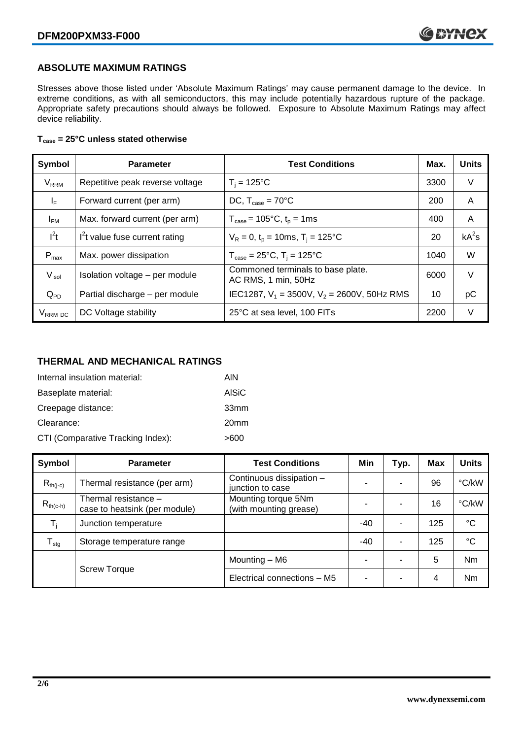## ABSOLUTE MAXIMUM RATINGS

Stresses above those listed under 'Absolute Maximum Ratings' may cause permanent damage to the device. In extreme conditions, as with all semiconductors, this may include potentially hazardous rupture of the package. Appropriate safety precautions should always be followed. Exposure to Absolute Maximum Ratings may affect device reliability.

**$T_{case}$ = 25°C unless stated otherwise**

| Symbol | Parameter | Test Conditions | Max. | Units |
|---|---|---|---|---|
| $V_{RRM}$ | Repetitive peak reverse voltage | $T_j$ = 125°C | 3300 | V |
| $I_F$ | Forward current (per arm) | DC, $T_{case}$ = 70°C | 200 | A |
| $I_{FM}$ | Max. forward current (per arm) | $T_{case}$ = 105°C, $t_p$ = 1ms | 400 | A |
| $I^2t$ | $I^2t$ value fuse current rating | $V_R$ = 0, $t_p$ = 10ms, $T_j$ = 125°C | 20 | $kA^2s$ |
| $P_{max}$ | Max. power dissipation | $T_{case}$ = 25°C, $T_j$ = 125°C | 1040 | W |
| $V_{isol}$ | Isolation voltage – per module | Commoned terminals to base plate. AC RMS, 1 min, 50Hz | 6000 | V |
| $Q_{PD}$ | Partial discharge – per module | IEC1287, $V_1$ = 3500V, $V_2$ = 2600V, 50Hz RMS | 10 | pC |
| $V_{RRM\ DC}$ | DC Voltage stability | 25°C at sea level, 100 FITs | 2200 | V |

## THERMAL AND MECHANICAL RATINGS

Internal insulation material: AlN

Baseplate material: AlSiC

Creepage distance: 33mm

Clearance: 20mm

CTI (Comparative Tracking Index): >600

| Symbol | Parameter | Test Conditions | Min | Typ. | Max | Units |
|---|---|---|---|---|---|---|
| $R_{th(j-c)}$ | Thermal resistance (per arm) | Continuous dissipation – junction to case | - | - | 96 | °C/kW |
| $R_{th(c-h)}$ | Thermal resistance – case to heatsink (per module) | Mounting torque 5Nm (with mounting grease) | - | - | 16 | °C/kW |
| $T_j$ | Junction temperature | | -40 | - | 125 | °C |
| $T_{stg}$ | Storage temperature range | | -40 | - | 125 | °C |
| | Screw Torque | Mounting – M6 | - | - | 5 | Nm |
| | | Electrical connections – M5 | - | - | 4 | Nm |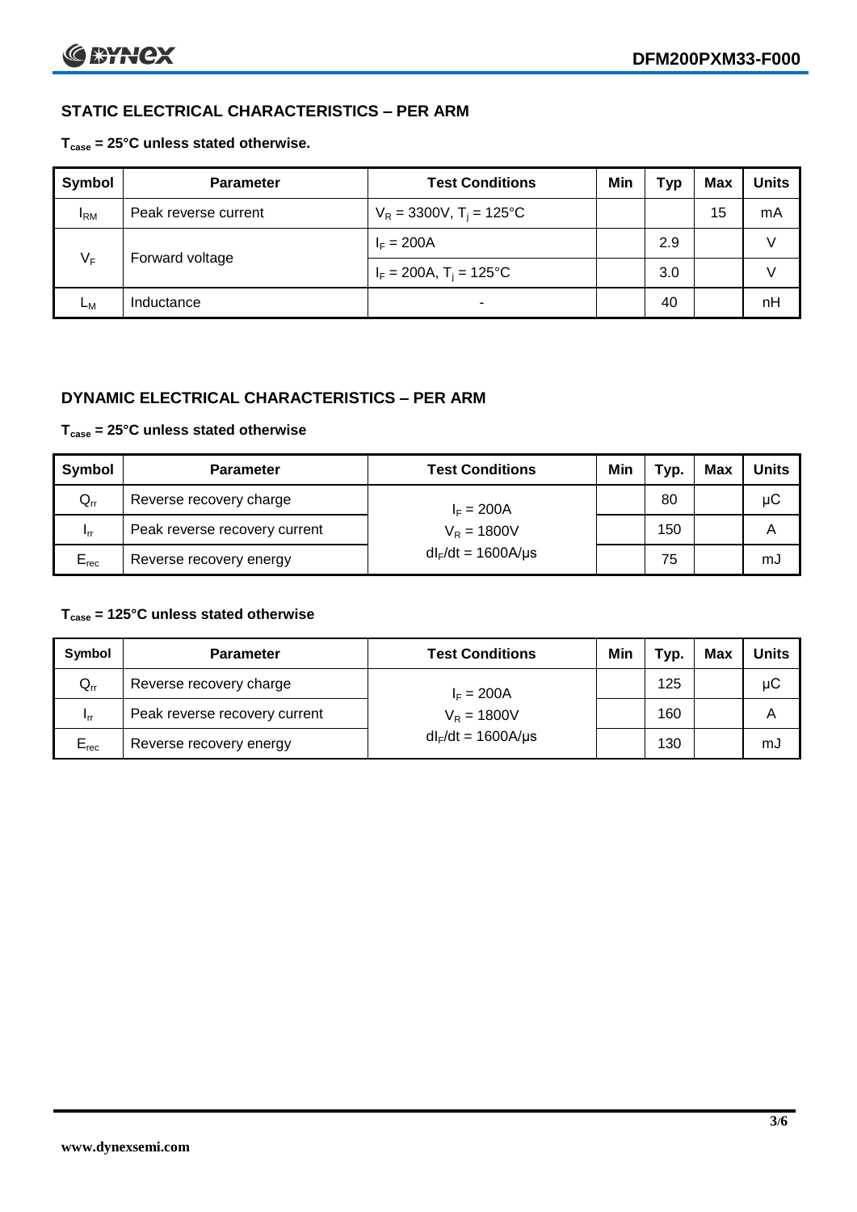## STATIC ELECTRICAL CHARACTERISTICS – PER ARM

**$T_{case}$ = 25°C unless stated otherwise.**

| Symbol | Parameter | Test Conditions | Min | Typ | Max | Units |
|---|---|---|---|---|---|---|
| $I_{RM}$ | Peak reverse current | $V_R$ = 3300V, $T_j$ = 125°C | | | 15 | mA |
| $V_F$ | Forward voltage | $I_F$ = 200A | | 2.9 | | V |
| | | $I_F$ = 200A, $T_j$ = 125°C | | 3.0 | | V |
| $L_M$ | Inductance | - | | 40 | | nH |

## DYNAMIC ELECTRICAL CHARACTERISTICS – PER ARM

**$T_{case}$ = 25°C unless stated otherwise**

| Symbol | Parameter | Test Conditions | Min | Typ. | Max | Units |
|---|---|---|---|---|---|---|
| $Q_{rr}$ | Reverse recovery charge | $I_F$ = 200A | | 80 | | μC |
| $I_{rr}$ | Peak reverse recovery current | $V_R$ = 1800V | | 150 | | A |
| $E_{rec}$ | Reverse recovery energy | $dI_F/dt$ = 1600A/μs | | 75 | | mJ |

**$T_{case}$ = 125°C unless stated otherwise**

| Symbol | Parameter | Test Conditions | Min | Typ. | Max | Units |
|---|---|---|---|---|---|---|
| $Q_{rr}$ | Reverse recovery charge | $I_F$ = 200A | | 125 | | μC |
| $I_{rr}$ | Peak reverse recovery current | $V_R$ = 1800V | | 160 | | A |
| $E_{rec}$ | Reverse recovery energy | $dI_F/dt$ = 1600A/μs | | 130 | | mJ |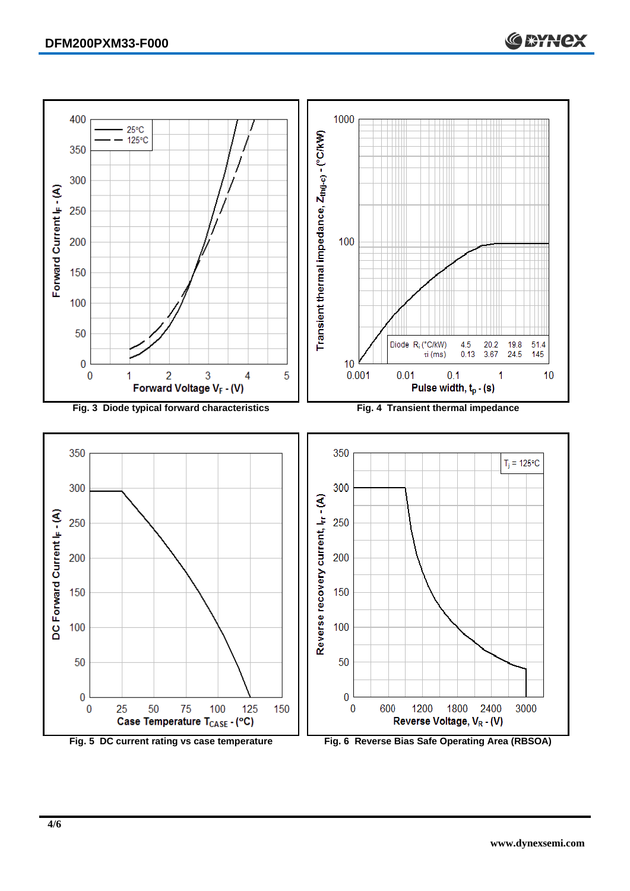Fig. 3 Diode typical forward characteristics

Fig. 4 Transient thermal impedance

| Diode | $R_i$ (°C/kW) | 4.5 | 20.2 | 19.8 | 51.4 |
|---|---|---|---|---|---|
| | $\tau_i$ (ms) | 0.13 | 3.67 | 24.5 | 145 |

Fig. 5 DC current rating vs case temperature

Fig. 6 Reverse Bias Safe Operating Area (RBSOA)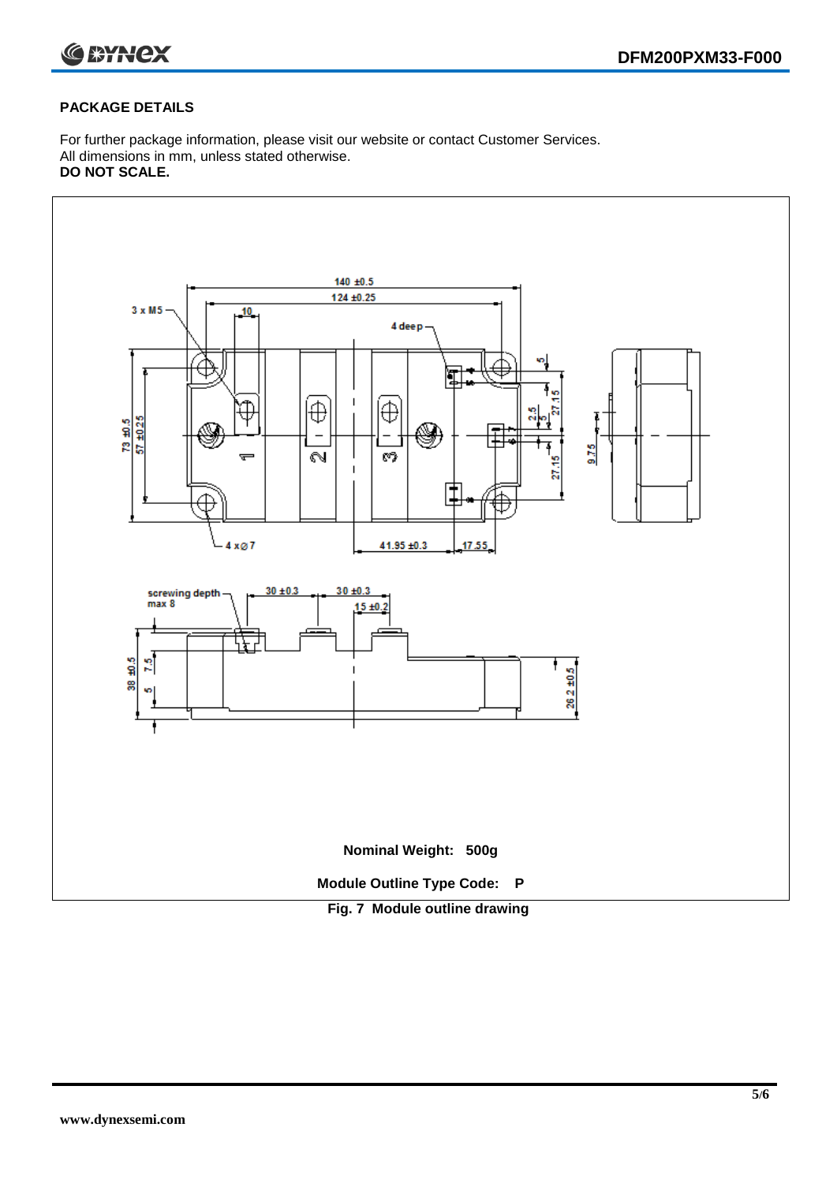## PACKAGE DETAILS

For further package information, please visit our website or contact Customer Services.
All dimensions in mm, unless stated otherwise.
**DO NOT SCALE.**

**Nominal Weight: 500g**

**Module Outline Type Code: P**

**Fig. 7 Module outline drawing**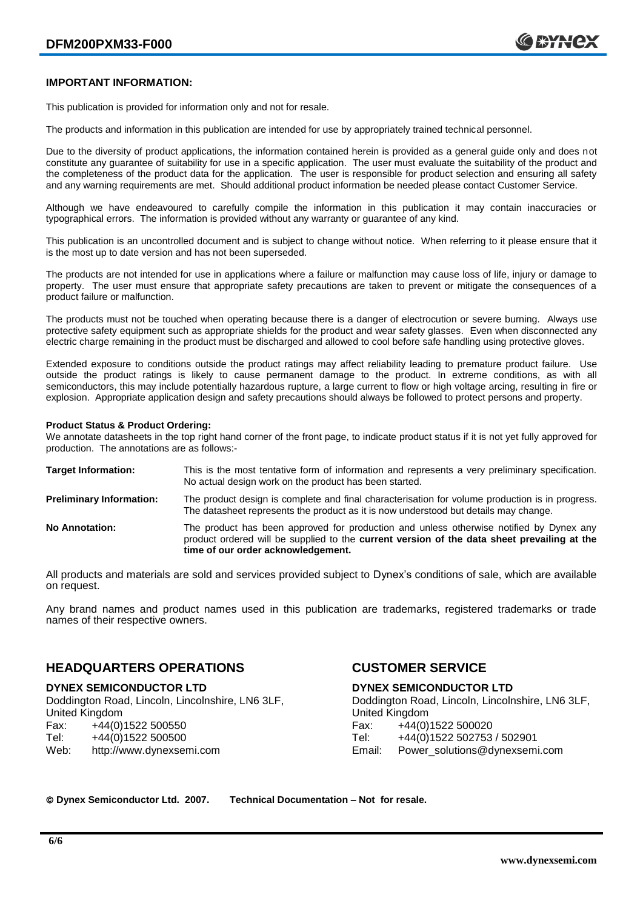**IMPORTANT INFORMATION:**

This publication is provided for information only and not for resale.

The products and information in this publication are intended for use by appropriately trained technical personnel.

Due to the diversity of product applications, the information contained herein is provided as a general guide only and does not constitute any guarantee of suitability for use in a specific application. The user must evaluate the suitability of the product and the completeness of the product data for the application. The user is responsible for product selection and ensuring all safety and any warning requirements are met. Should additional product information be needed please contact Customer Service.

Although we have endeavoured to carefully compile the information in this publication it may contain inaccuracies or typographical errors. The information is provided without any warranty or guarantee of any kind.

This publication is an uncontrolled document and is subject to change without notice. When referring to it please ensure that it is the most up to date version and has not been superseded.

The products are not intended for use in applications where a failure or malfunction may cause loss of life, injury or damage to property. The user must ensure that appropriate safety precautions are taken to prevent or mitigate the consequences of a product failure or malfunction.

The products must not be touched when operating because there is a danger of electrocution or severe burning. Always use protective safety equipment such as appropriate shields for the product and wear safety glasses. Even when disconnected any electric charge remaining in the product must be discharged and allowed to cool before safe handling using protective gloves.

Extended exposure to conditions outside the product ratings may affect reliability leading to premature product failure. Use outside the product ratings is likely to cause permanent damage to the product. In extreme conditions, as with all semiconductors, this may include potentially hazardous rupture, a large current to flow or high voltage arcing, resulting in fire or explosion. Appropriate application design and safety precautions should always be followed to protect persons and property.

**Product Status & Product Ordering:**
We annotate datasheets in the top right hand corner of the front page, to indicate product status if it is not yet fully approved for production. The annotations are as follows:-

| | |
|---|---|
| **Target Information:** | This is the most tentative form of information and represents a very preliminary specification. No actual design work on the product has been started. |
| **Preliminary Information:** | The product design is complete and final characterisation for volume production is in progress. The datasheet represents the product as it is now understood but details may change. |
| **No Annotation:** | The product has been approved for production and unless otherwise notified by Dynex any product ordered will be supplied to the **current version of the data sheet prevailing at the time of our order acknowledgement.** |

All products and materials are sold and services provided subject to Dynex's conditions of sale, which are available on request.

Any brand names and product names used in this publication are trademarks, registered trademarks or trade names of their respective owners.

## HEADQUARTERS OPERATIONS

**DYNEX SEMICONDUCTOR LTD**
Doddington Road, Lincoln, Lincolnshire, LN6 3LF,
United Kingdom
Fax: +44(0)1522 500550
Tel: +44(0)1522 500500
Web: http://www.dynexsemi.com

## CUSTOMER SERVICE

**DYNEX SEMICONDUCTOR LTD**
Doddington Road, Lincoln, Lincolnshire, LN6 3LF,
United Kingdom
Fax: +44(0)1522 500020
Tel: +44(0)1522 502753 / 502901
Email: Power_solutions@dynexsemi.com

**© Dynex Semiconductor Ltd. 2007. Technical Documentation – Not for resale.**